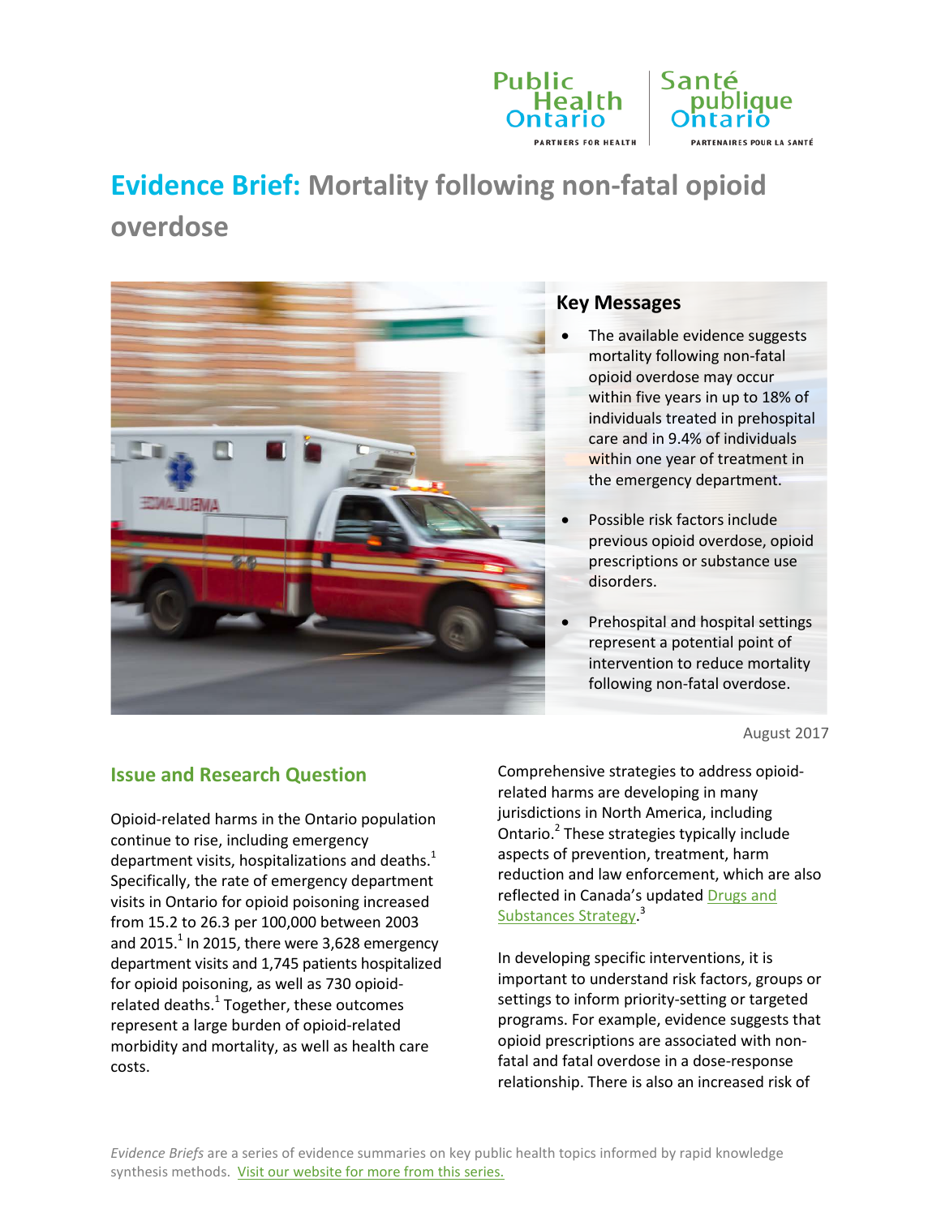Public Health Ontario | Santé publique Ontario

PARTNERS FOR HEALTH | PARTENAIRES POUR LA SANTÉ

# Evidence Brief: Mortality following non-fatal opioid overdose

## Key Messages

- The available evidence suggests mortality following non-fatal opioid overdose may occur within five years in up to 18% of individuals treated in prehospital care and in 9.4% of individuals within one year of treatment in the emergency department.
- Possible risk factors include previous opioid overdose, opioid prescriptions or substance use disorders.
- Prehospital and hospital settings represent a potential point of intervention to reduce mortality following non-fatal overdose.

August 2017

## Issue and Research Question

Opioid-related harms in the Ontario population continue to rise, including emergency department visits, hospitalizations and deaths.[1] Specifically, the rate of emergency department visits in Ontario for opioid poisoning increased from 15.2 to 26.3 per 100,000 between 2003 and 2015.[1] In 2015, there were 3,628 emergency department visits and 1,745 patients hospitalized for opioid poisoning, as well as 730 opioid-related deaths.[1] Together, these outcomes represent a large burden of opioid-related morbidity and mortality, as well as health care costs.

Comprehensive strategies to address opioid-related harms are developing in many jurisdictions in North America, including Ontario.[2] These strategies typically include aspects of prevention, treatment, harm reduction and law enforcement, which are also reflected in Canada's updated Drugs and Substances Strategy.[3]

In developing specific interventions, it is important to understand risk factors, groups or settings to inform priority-setting or targeted programs. For example, evidence suggests that opioid prescriptions are associated with non-fatal and fatal overdose in a dose-response relationship. There is also an increased risk of

*Evidence Briefs* are a series of evidence summaries on key public health topics informed by rapid knowledge synthesis methods. Visit our website for more from this series.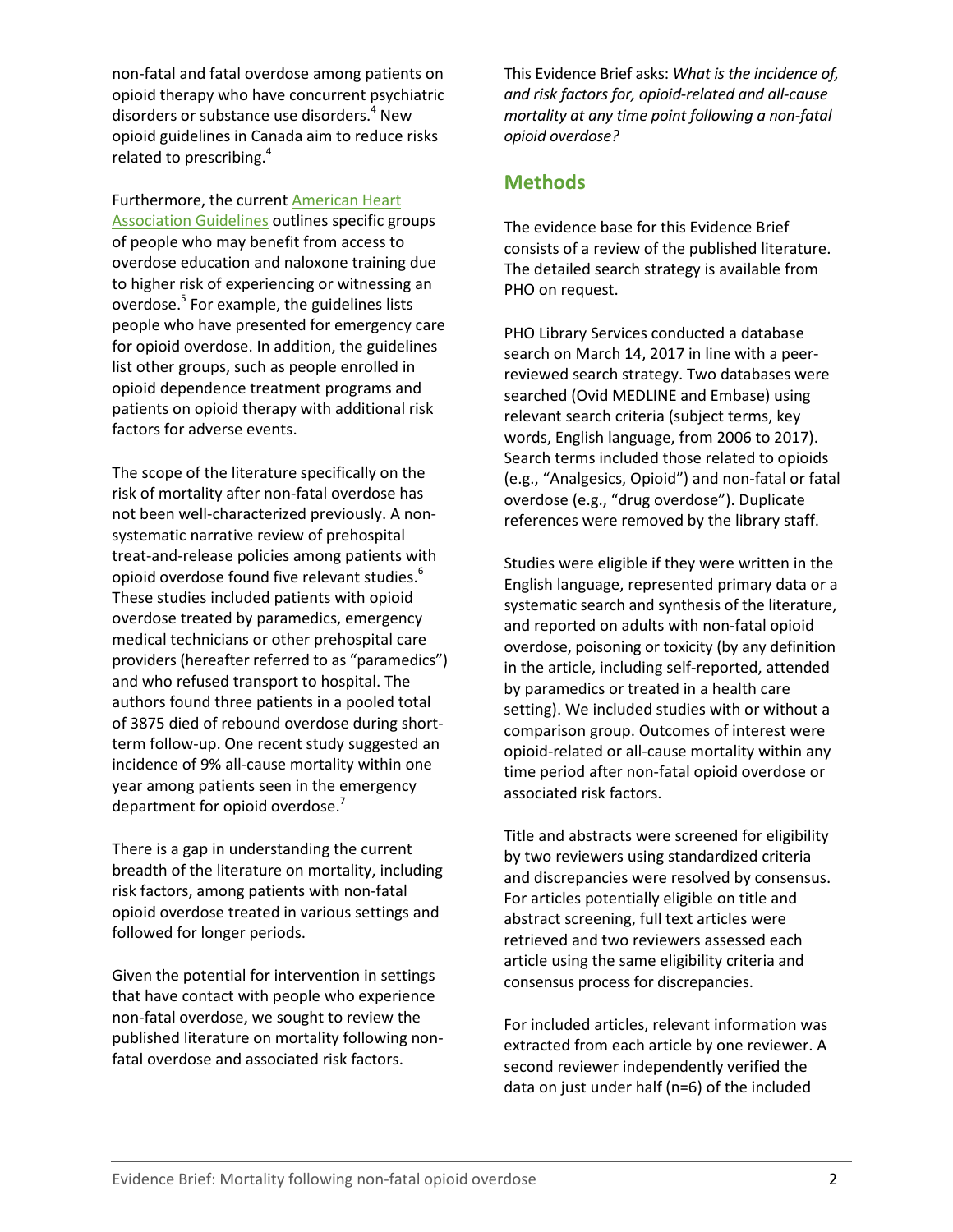non-fatal and fatal overdose among patients on opioid therapy who have concurrent psychiatric disorders or substance use disorders.[4] New opioid guidelines in Canada aim to reduce risks related to prescribing.[4]

Furthermore, the current American Heart Association Guidelines outlines specific groups of people who may benefit from access to overdose education and naloxone training due to higher risk of experiencing or witnessing an overdose.[5] For example, the guidelines lists people who have presented for emergency care for opioid overdose. In addition, the guidelines list other groups, such as people enrolled in opioid dependence treatment programs and patients on opioid therapy with additional risk factors for adverse events.

The scope of the literature specifically on the risk of mortality after non-fatal overdose has not been well-characterized previously. A non-systematic narrative review of prehospital treat-and-release policies among patients with opioid overdose found five relevant studies.[6] These studies included patients with opioid overdose treated by paramedics, emergency medical technicians or other prehospital care providers (hereafter referred to as "paramedics") and who refused transport to hospital. The authors found three patients in a pooled total of 3875 died of rebound overdose during short-term follow-up. One recent study suggested an incidence of 9% all-cause mortality within one year among patients seen in the emergency department for opioid overdose.[7]

There is a gap in understanding the current breadth of the literature on mortality, including risk factors, among patients with non-fatal opioid overdose treated in various settings and followed for longer periods.

Given the potential for intervention in settings that have contact with people who experience non-fatal overdose, we sought to review the published literature on mortality following non-fatal overdose and associated risk factors.

This Evidence Brief asks: *What is the incidence of, and risk factors for, opioid-related and all-cause mortality at any time point following a non-fatal opioid overdose?*

## Methods

The evidence base for this Evidence Brief consists of a review of the published literature. The detailed search strategy is available from PHO on request.

PHO Library Services conducted a database search on March 14, 2017 in line with a peer-reviewed search strategy. Two databases were searched (Ovid MEDLINE and Embase) using relevant search criteria (subject terms, key words, English language, from 2006 to 2017). Search terms included those related to opioids (e.g., "Analgesics, Opioid") and non-fatal or fatal overdose (e.g., "drug overdose"). Duplicate references were removed by the library staff.

Studies were eligible if they were written in the English language, represented primary data or a systematic search and synthesis of the literature, and reported on adults with non-fatal opioid overdose, poisoning or toxicity (by any definition in the article, including self-reported, attended by paramedics or treated in a health care setting). We included studies with or without a comparison group. Outcomes of interest were opioid-related or all-cause mortality within any time period after non-fatal opioid overdose or associated risk factors.

Title and abstracts were screened for eligibility by two reviewers using standardized criteria and discrepancies were resolved by consensus. For articles potentially eligible on title and abstract screening, full text articles were retrieved and two reviewers assessed each article using the same eligibility criteria and consensus process for discrepancies.

For included articles, relevant information was extracted from each article by one reviewer. A second reviewer independently verified the data on just under half (n=6) of the included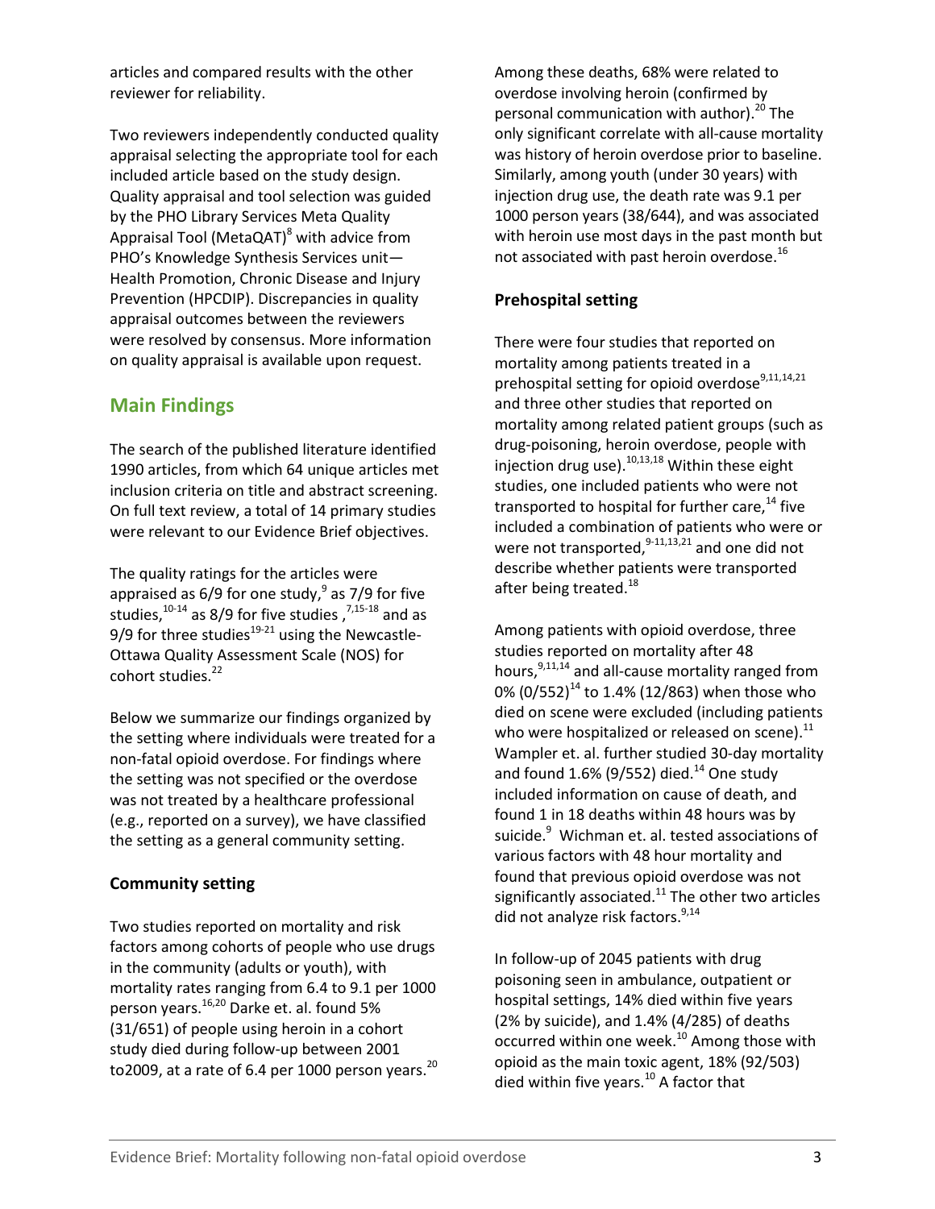articles and compared results with the other reviewer for reliability.

Two reviewers independently conducted quality appraisal selecting the appropriate tool for each included article based on the study design. Quality appraisal and tool selection was guided by the PHO Library Services Meta Quality Appraisal Tool (MetaQAT)[8] with advice from PHO's Knowledge Synthesis Services unit—Health Promotion, Chronic Disease and Injury Prevention (HPCDIP). Discrepancies in quality appraisal outcomes between the reviewers were resolved by consensus. More information on quality appraisal is available upon request.

## Main Findings

The search of the published literature identified 1990 articles, from which 64 unique articles met inclusion criteria on title and abstract screening. On full text review, a total of 14 primary studies were relevant to our Evidence Brief objectives.

The quality ratings for the articles were appraised as 6/9 for one study,[9] as 7/9 for five studies,[10-14] as 8/9 for five studies ,[7,15-18] and as 9/9 for three studies[19-21] using the Newcastle-Ottawa Quality Assessment Scale (NOS) for cohort studies.[22]

Below we summarize our findings organized by the setting where individuals were treated for a non-fatal opioid overdose. For findings where the setting was not specified or the overdose was not treated by a healthcare professional (e.g., reported on a survey), we have classified the setting as a general community setting.

### Community setting

Two studies reported on mortality and risk factors among cohorts of people who use drugs in the community (adults or youth), with mortality rates ranging from 6.4 to 9.1 per 1000 person years.[16,20] Darke et. al. found 5% (31/651) of people using heroin in a cohort study died during follow-up between 2001 to2009, at a rate of 6.4 per 1000 person years.[20] Among these deaths, 68% were related to overdose involving heroin (confirmed by personal communication with author).[20] The only significant correlate with all-cause mortality was history of heroin overdose prior to baseline. Similarly, among youth (under 30 years) with injection drug use, the death rate was 9.1 per 1000 person years (38/644), and was associated with heroin use most days in the past month but not associated with past heroin overdose.[16]

### Prehospital setting

There were four studies that reported on mortality among patients treated in a prehospital setting for opioid overdose[9,11,14,21] and three other studies that reported on mortality among related patient groups (such as drug-poisoning, heroin overdose, people with injection drug use).[10,13,18] Within these eight studies, one included patients who were not transported to hospital for further care,[14] five included a combination of patients who were or were not transported,[9-11,13,21] and one did not describe whether patients were transported after being treated.[18]

Among patients with opioid overdose, three studies reported on mortality after 48 hours,[9,11,14] and all-cause mortality ranged from 0% (0/552)[14] to 1.4% (12/863) when those who died on scene were excluded (including patients who were hospitalized or released on scene).[11] Wampler et. al. further studied 30-day mortality and found 1.6% (9/552) died.[14] One study included information on cause of death, and found 1 in 18 deaths within 48 hours was by suicide.[9] Wichman et. al. tested associations of various factors with 48 hour mortality and found that previous opioid overdose was not significantly associated.[11] The other two articles did not analyze risk factors.[9,14]

In follow-up of 2045 patients with drug poisoning seen in ambulance, outpatient or hospital settings, 14% died within five years (2% by suicide), and 1.4% (4/285) of deaths occurred within one week.[10] Among those with opioid as the main toxic agent, 18% (92/503) died within five years.[10] A factor that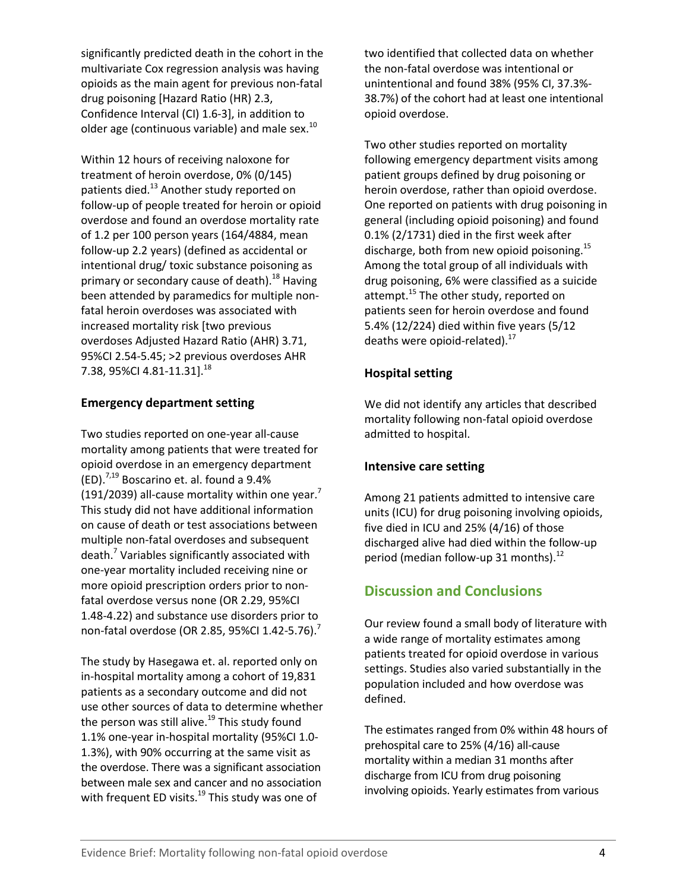significantly predicted death in the cohort in the multivariate Cox regression analysis was having opioids as the main agent for previous non-fatal drug poisoning [Hazard Ratio (HR) 2.3, Confidence Interval (CI) 1.6-3], in addition to older age (continuous variable) and male sex.[10]

Within 12 hours of receiving naloxone for treatment of heroin overdose, 0% (0/145) patients died.[13] Another study reported on follow-up of people treated for heroin or opioid overdose and found an overdose mortality rate of 1.2 per 100 person years (164/4884, mean follow-up 2.2 years) (defined as accidental or intentional drug/ toxic substance poisoning as primary or secondary cause of death).[18] Having been attended by paramedics for multiple non-fatal heroin overdoses was associated with increased mortality risk [two previous overdoses Adjusted Hazard Ratio (AHR) 3.71, 95%CI 2.54-5.45; >2 previous overdoses AHR 7.38, 95%CI 4.81-11.31].[18]

### Emergency department setting

Two studies reported on one-year all-cause mortality among patients that were treated for opioid overdose in an emergency department (ED).[7,19] Boscarino et. al. found a 9.4% (191/2039) all-cause mortality within one year.[7] This study did not have additional information on cause of death or test associations between multiple non-fatal overdoses and subsequent death.[7] Variables significantly associated with one-year mortality included receiving nine or more opioid prescription orders prior to non-fatal overdose versus none (OR 2.29, 95%CI 1.48-4.22) and substance use disorders prior to non-fatal overdose (OR 2.85, 95%CI 1.42-5.76).[7]

The study by Hasegawa et. al. reported only on in-hospital mortality among a cohort of 19,831 patients as a secondary outcome and did not use other sources of data to determine whether the person was still alive.[19] This study found 1.1% one-year in-hospital mortality (95%CI 1.0-1.3%), with 90% occurring at the same visit as the overdose. There was a significant association between male sex and cancer and no association with frequent ED visits.[19] This study was one of two identified that collected data on whether the non-fatal overdose was intentional or unintentional and found 38% (95% CI, 37.3%-38.7%) of the cohort had at least one intentional opioid overdose.

Two other studies reported on mortality following emergency department visits among patient groups defined by drug poisoning or heroin overdose, rather than opioid overdose. One reported on patients with drug poisoning in general (including opioid poisoning) and found 0.1% (2/1731) died in the first week after discharge, both from new opioid poisoning.[15] Among the total group of all individuals with drug poisoning, 6% were classified as a suicide attempt.[15] The other study, reported on patients seen for heroin overdose and found 5.4% (12/224) died within five years (5/12 deaths were opioid-related).[17]

### Hospital setting

We did not identify any articles that described mortality following non-fatal opioid overdose admitted to hospital.

### Intensive care setting

Among 21 patients admitted to intensive care units (ICU) for drug poisoning involving opioids, five died in ICU and 25% (4/16) of those discharged alive had died within the follow-up period (median follow-up 31 months).[12]

## Discussion and Conclusions

Our review found a small body of literature with a wide range of mortality estimates among patients treated for opioid overdose in various settings. Studies also varied substantially in the population included and how overdose was defined.

The estimates ranged from 0% within 48 hours of prehospital care to 25% (4/16) all-cause mortality within a median 31 months after discharge from ICU from drug poisoning involving opioids. Yearly estimates from various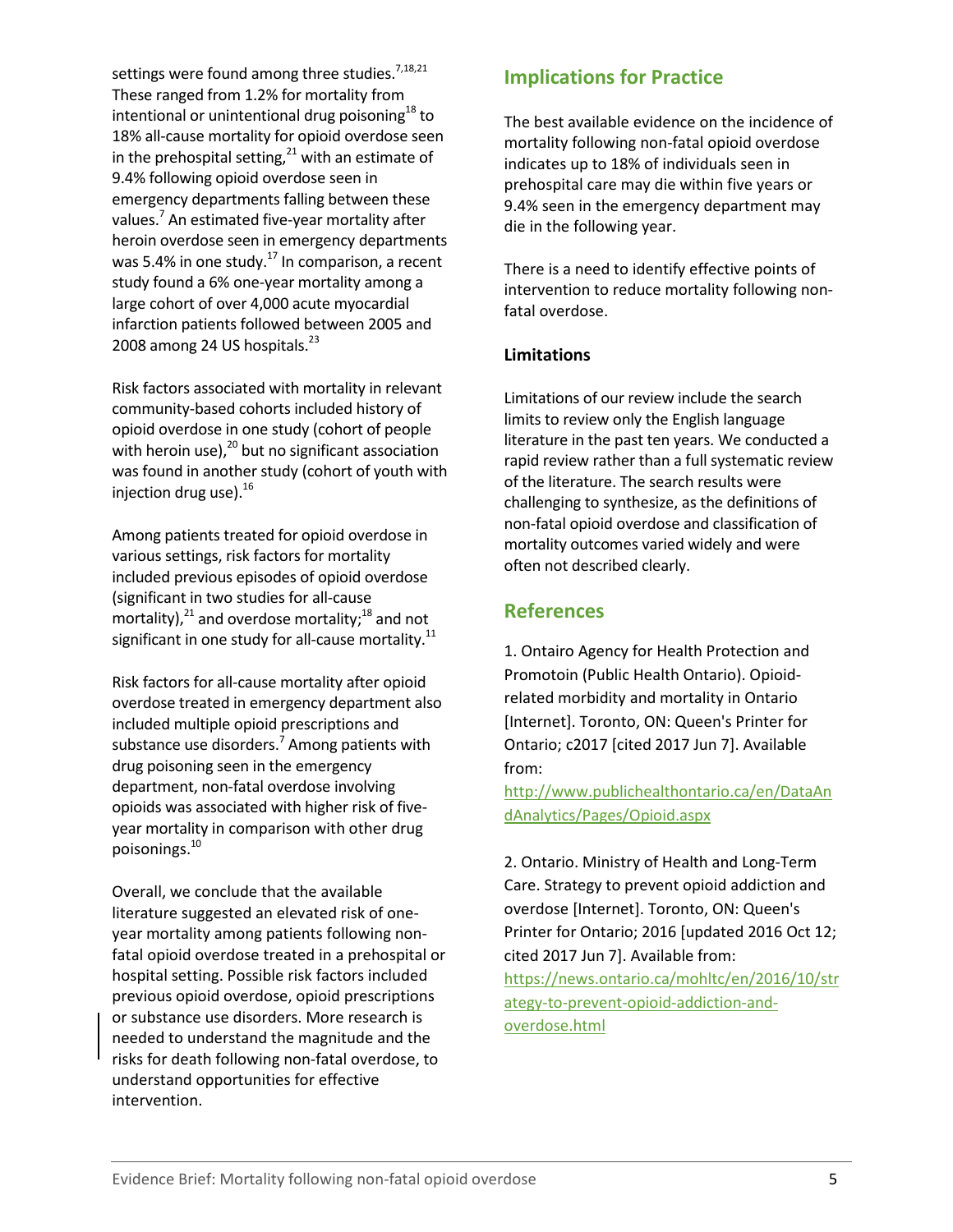settings were found among three studies.[7,18,21] These ranged from 1.2% for mortality from intentional or unintentional drug poisoning[18] to 18% all-cause mortality for opioid overdose seen in the prehospital setting,[21] with an estimate of 9.4% following opioid overdose seen in emergency departments falling between these values.[7] An estimated five-year mortality after heroin overdose seen in emergency departments was 5.4% in one study.[17] In comparison, a recent study found a 6% one-year mortality among a large cohort of over 4,000 acute myocardial infarction patients followed between 2005 and 2008 among 24 US hospitals.[23]

Risk factors associated with mortality in relevant community-based cohorts included history of opioid overdose in one study (cohort of people with heroin use),[20] but no significant association was found in another study (cohort of youth with injection drug use).[16]

Among patients treated for opioid overdose in various settings, risk factors for mortality included previous episodes of opioid overdose (significant in two studies for all-cause mortality),[21] and overdose mortality;[18] and not significant in one study for all-cause mortality.[11]

Risk factors for all-cause mortality after opioid overdose treated in emergency department also included multiple opioid prescriptions and substance use disorders.[7] Among patients with drug poisoning seen in the emergency department, non-fatal overdose involving opioids was associated with higher risk of five-year mortality in comparison with other drug poisonings.[10]

Overall, we conclude that the available literature suggested an elevated risk of one-year mortality among patients following non-fatal opioid overdose treated in a prehospital or hospital setting. Possible risk factors included previous opioid overdose, opioid prescriptions or substance use disorders. More research is needed to understand the magnitude and the risks for death following non-fatal overdose, to understand opportunities for effective intervention.

## Implications for Practice

The best available evidence on the incidence of mortality following non-fatal opioid overdose indicates up to 18% of individuals seen in prehospital care may die within five years or 9.4% seen in the emergency department may die in the following year.

There is a need to identify effective points of intervention to reduce mortality following non-fatal overdose.

### Limitations

Limitations of our review include the search limits to review only the English language literature in the past ten years. We conducted a rapid review rather than a full systematic review of the literature. The search results were challenging to synthesize, as the definitions of non-fatal opioid overdose and classification of mortality outcomes varied widely and were often not described clearly.

## References

1. Ontairo Agency for Health Protection and Promotoin (Public Health Ontario). Opioid-related morbidity and mortality in Ontario [Internet]. Toronto, ON: Queen's Printer for Ontario; c2017 [cited 2017 Jun 7]. Available from: http://www.publichealthontario.ca/en/DataAndAnalytics/Pages/Opioid.aspx

2. Ontario. Ministry of Health and Long-Term Care. Strategy to prevent opioid addiction and overdose [Internet]. Toronto, ON: Queen's Printer for Ontario; 2016 [updated 2016 Oct 12; cited 2017 Jun 7]. Available from: https://news.ontario.ca/mohltc/en/2016/10/strategy-to-prevent-opioid-addiction-and-overdose.html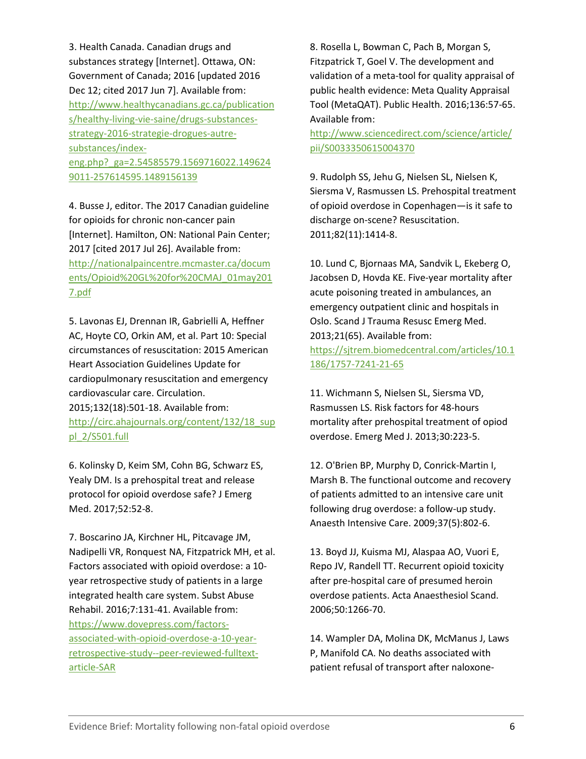3. Health Canada. Canadian drugs and substances strategy [Internet]. Ottawa, ON: Government of Canada; 2016 [updated 2016 Dec 12; cited 2017 Jun 7]. Available from: http://www.healthycanadians.gc.ca/publications/healthy-living-vie-saine/drugs-substances-strategy-2016-strategie-drogues-autre-substances/index-eng.php?_ga=2.54585579.1569716022.1496249011-257614595.1489156139

4. Busse J, editor. The 2017 Canadian guideline for opioids for chronic non-cancer pain [Internet]. Hamilton, ON: National Pain Center; 2017 [cited 2017 Jul 26]. Available from: http://nationalpaincentre.mcmaster.ca/documents/Opioid%20GL%20for%20CMAJ_01may2017.pdf

5. Lavonas EJ, Drennan IR, Gabrielli A, Heffner AC, Hoyte CO, Orkin AM, et al. Part 10: Special circumstances of resuscitation: 2015 American Heart Association Guidelines Update for cardiopulmonary resuscitation and emergency cardiovascular care. Circulation. 2015;132(18):501-18. Available from: http://circ.ahajournals.org/content/132/18_suppl_2/S501.full

6. Kolinsky D, Keim SM, Cohn BG, Schwarz ES, Yealy DM. Is a prehospital treat and release protocol for opioid overdose safe? J Emerg Med. 2017;52:52-8.

7. Boscarino JA, Kirchner HL, Pitcavage JM, Nadipelli VR, Ronquest NA, Fitzpatrick MH, et al. Factors associated with opioid overdose: a 10-year retrospective study of patients in a large integrated health care system. Subst Abuse Rehabil. 2016;7:131-41. Available from: https://www.dovepress.com/factors-associated-with-opioid-overdose-a-10-year-retrospective-study--peer-reviewed-fulltext-article-SAR

8. Rosella L, Bowman C, Pach B, Morgan S, Fitzpatrick T, Goel V. The development and validation of a meta-tool for quality appraisal of public health evidence: Meta Quality Appraisal Tool (MetaQAT). Public Health. 2016;136:57-65. Available from: http://www.sciencedirect.com/science/article/pii/S0033350615004370

9. Rudolph SS, Jehu G, Nielsen SL, Nielsen K, Siersma V, Rasmussen LS. Prehospital treatment of opioid overdose in Copenhagen—is it safe to discharge on-scene? Resuscitation. 2011;82(11):1414-8.

10. Lund C, Bjornaas MA, Sandvik L, Ekeberg O, Jacobsen D, Hovda KE. Five-year mortality after acute poisoning treated in ambulances, an emergency outpatient clinic and hospitals in Oslo. Scand J Trauma Resusc Emerg Med. 2013;21(65). Available from: https://sjtrem.biomedcentral.com/articles/10.1186/1757-7241-21-65

11. Wichmann S, Nielsen SL, Siersma VD, Rasmussen LS. Risk factors for 48-hours mortality after prehospital treatment of opiod overdose. Emerg Med J. 2013;30:223-5.

12. O'Brien BP, Murphy D, Conrick-Martin I, Marsh B. The functional outcome and recovery of patients admitted to an intensive care unit following drug overdose: a follow-up study. Anaesth Intensive Care. 2009;37(5):802-6.

13. Boyd JJ, Kuisma MJ, Alaspaa AO, Vuori E, Repo JV, Randell TT. Recurrent opioid toxicity after pre-hospital care of presumed heroin overdose patients. Acta Anaesthesiol Scand. 2006;50:1266-70.

14. Wampler DA, Molina DK, McManus J, Laws P, Manifold CA. No deaths associated with patient refusal of transport after naloxone-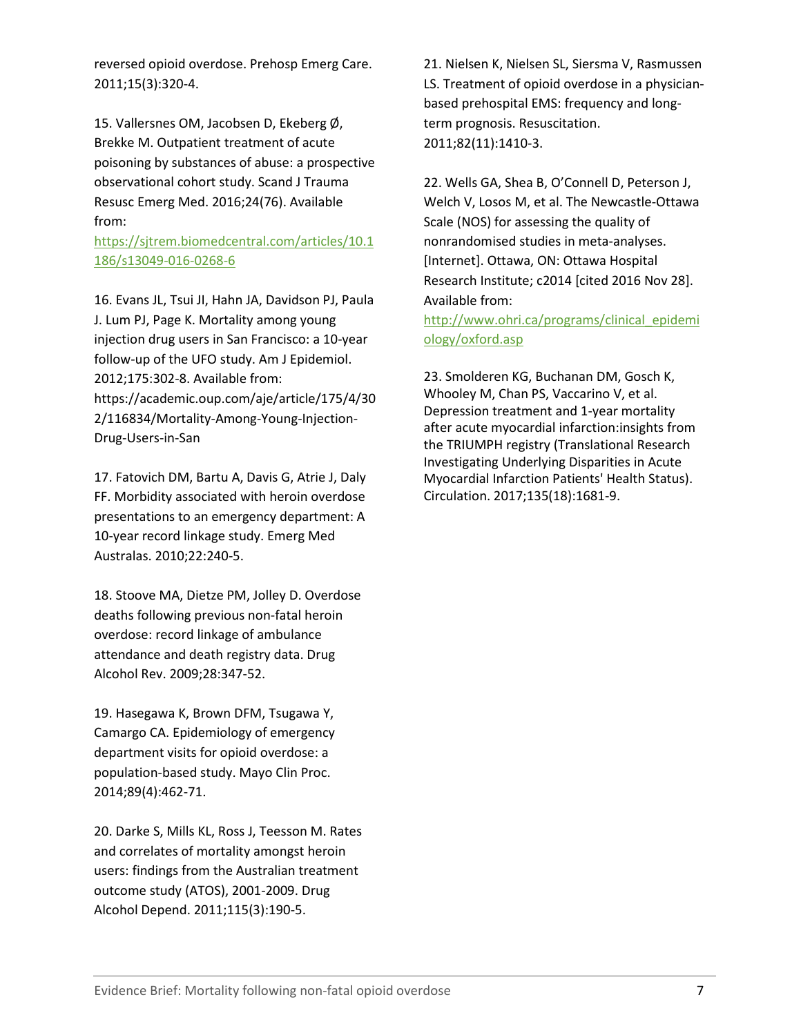reversed opioid overdose. Prehosp Emerg Care. 2011;15(3):320-4.

15. Vallersnes OM, Jacobsen D, Ekeberg Ø, Brekke M. Outpatient treatment of acute poisoning by substances of abuse: a prospective observational cohort study. Scand J Trauma Resusc Emerg Med. 2016;24(76). Available from: https://sjtrem.biomedcentral.com/articles/10.1186/s13049-016-0268-6

16. Evans JL, Tsui JI, Hahn JA, Davidson PJ, Paula J. Lum PJ, Page K. Mortality among young injection drug users in San Francisco: a 10-year follow-up of the UFO study. Am J Epidemiol. 2012;175:302-8. Available from: https://academic.oup.com/aje/article/175/4/302/116834/Mortality-Among-Young-Injection-Drug-Users-in-San

17. Fatovich DM, Bartu A, Davis G, Atrie J, Daly FF. Morbidity associated with heroin overdose presentations to an emergency department: A 10-year record linkage study. Emerg Med Australas. 2010;22:240-5.

18. Stoove MA, Dietze PM, Jolley D. Overdose deaths following previous non-fatal heroin overdose: record linkage of ambulance attendance and death registry data. Drug Alcohol Rev. 2009;28:347-52.

19. Hasegawa K, Brown DFM, Tsugawa Y, Camargo CA. Epidemiology of emergency department visits for opioid overdose: a population-based study. Mayo Clin Proc. 2014;89(4):462-71.

20. Darke S, Mills KL, Ross J, Teesson M. Rates and correlates of mortality amongst heroin users: findings from the Australian treatment outcome study (ATOS), 2001-2009. Drug Alcohol Depend. 2011;115(3):190-5.

21. Nielsen K, Nielsen SL, Siersma V, Rasmussen LS. Treatment of opioid overdose in a physician-based prehospital EMS: frequency and long-term prognosis. Resuscitation. 2011;82(11):1410-3.

22. Wells GA, Shea B, O'Connell D, Peterson J, Welch V, Losos M, et al. The Newcastle-Ottawa Scale (NOS) for assessing the quality of nonrandomised studies in meta-analyses. [Internet]. Ottawa, ON: Ottawa Hospital Research Institute; c2014 [cited 2016 Nov 28]. Available from: http://www.ohri.ca/programs/clinical_epidemiology/oxford.asp

23. Smolderen KG, Buchanan DM, Gosch K, Whooley M, Chan PS, Vaccarino V, et al. Depression treatment and 1-year mortality after acute myocardial infarction:insights from the TRIUMPH registry (Translational Research Investigating Underlying Disparities in Acute Myocardial Infarction Patients' Health Status). Circulation. 2017;135(18):1681-9.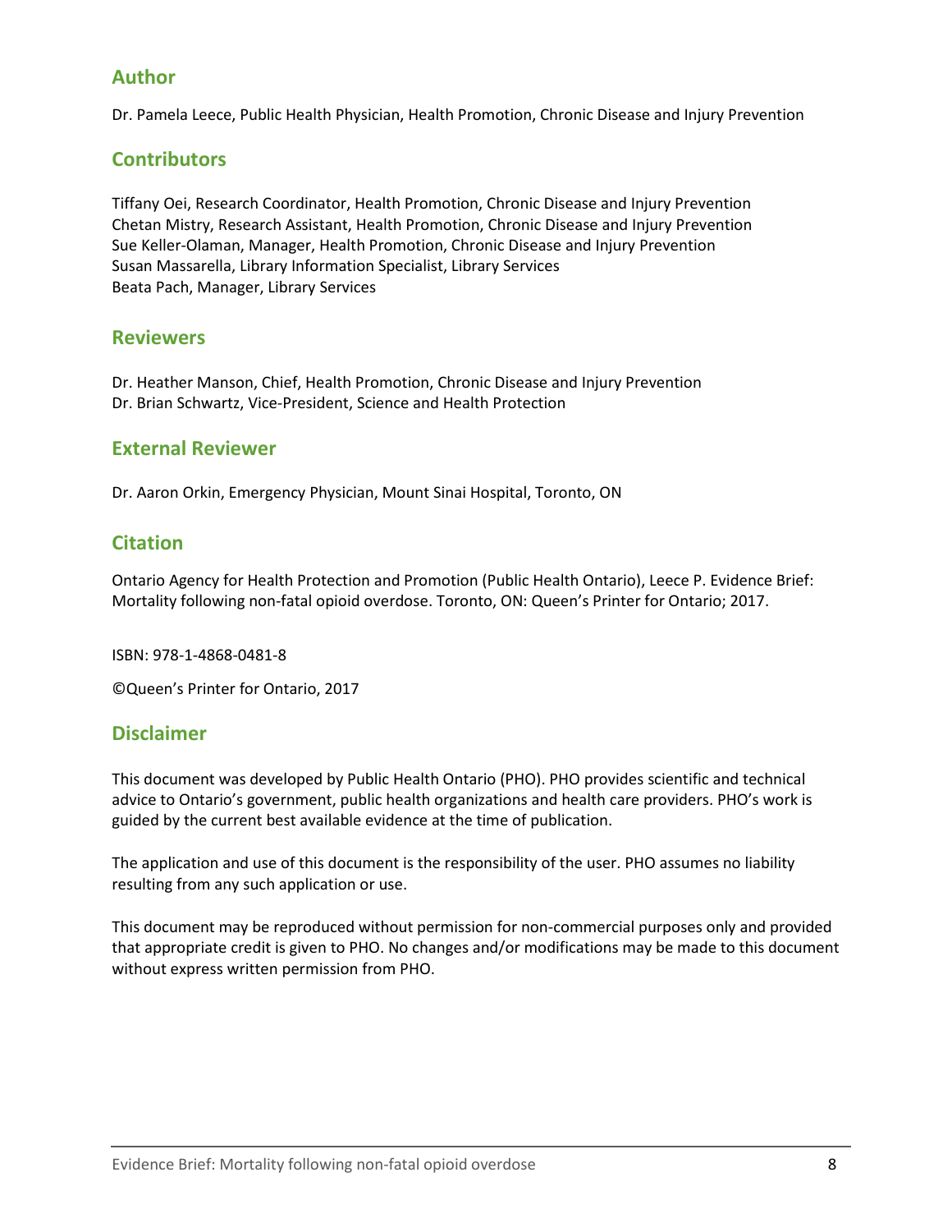## Author

Dr. Pamela Leece, Public Health Physician, Health Promotion, Chronic Disease and Injury Prevention

## Contributors

Tiffany Oei, Research Coordinator, Health Promotion, Chronic Disease and Injury Prevention
Chetan Mistry, Research Assistant, Health Promotion, Chronic Disease and Injury Prevention
Sue Keller-Olaman, Manager, Health Promotion, Chronic Disease and Injury Prevention
Susan Massarella, Library Information Specialist, Library Services
Beata Pach, Manager, Library Services

## Reviewers

Dr. Heather Manson, Chief, Health Promotion, Chronic Disease and Injury Prevention
Dr. Brian Schwartz, Vice-President, Science and Health Protection

## External Reviewer

Dr. Aaron Orkin, Emergency Physician, Mount Sinai Hospital, Toronto, ON

## Citation

Ontario Agency for Health Protection and Promotion (Public Health Ontario), Leece P. Evidence Brief: Mortality following non-fatal opioid overdose. Toronto, ON: Queen's Printer for Ontario; 2017.

ISBN: 978-1-4868-0481-8

©Queen's Printer for Ontario, 2017

## Disclaimer

This document was developed by Public Health Ontario (PHO). PHO provides scientific and technical advice to Ontario's government, public health organizations and health care providers. PHO's work is guided by the current best available evidence at the time of publication.

The application and use of this document is the responsibility of the user. PHO assumes no liability resulting from any such application or use.

This document may be reproduced without permission for non-commercial purposes only and provided that appropriate credit is given to PHO. No changes and/or modifications may be made to this document without express written permission from PHO.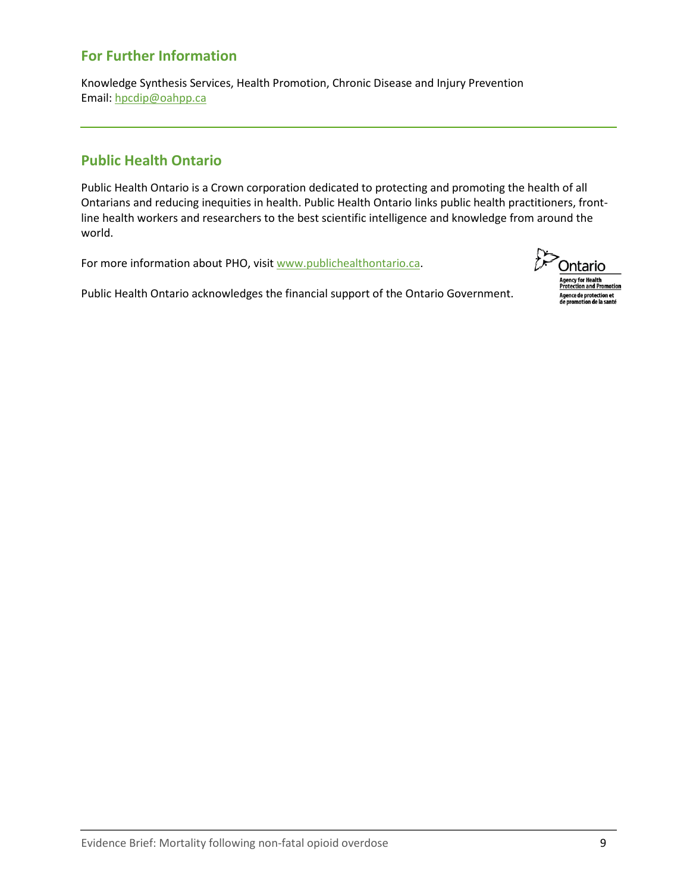## For Further Information

Knowledge Synthesis Services, Health Promotion, Chronic Disease and Injury Prevention
Email: hpcdip@oahpp.ca

## Public Health Ontario

Public Health Ontario is a Crown corporation dedicated to protecting and promoting the health of all Ontarians and reducing inequities in health. Public Health Ontario links public health practitioners, front-line health workers and researchers to the best scientific intelligence and knowledge from around the world.

For more information about PHO, visit www.publichealthontario.ca.

Public Health Ontario acknowledges the financial support of the Ontario Government.

Ontario
Agency for Health Protection and Promotion
Agence de protection et de promotion de la santé